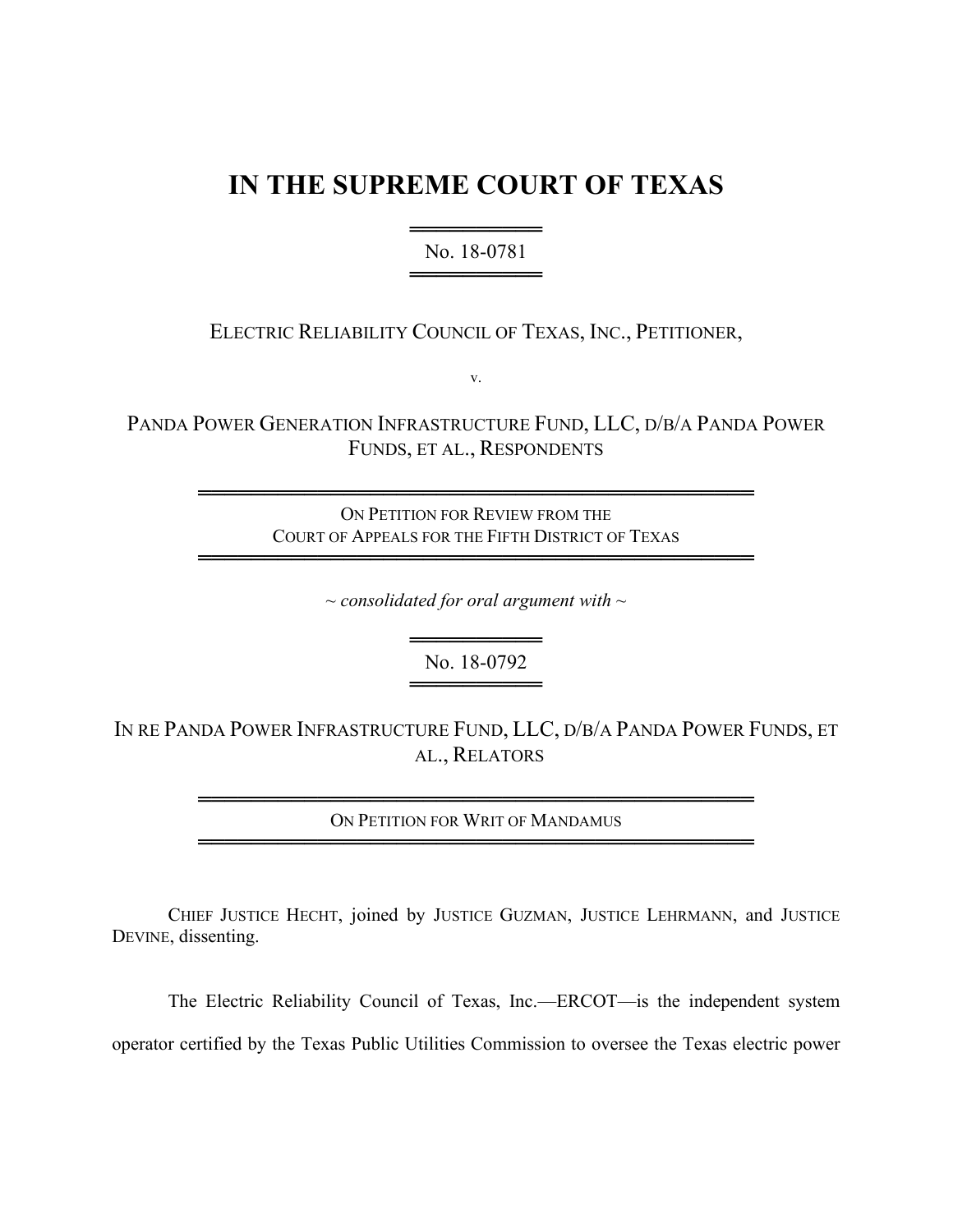# IN THE SUPREME COURT OF TEXAS

No. 18-0781

ELECTRIC RELIABILITY COUNCIL OF TEXAS, INC., PETITIONER,

v.

PANDA POWER GENERATION INFRASTRUCTURE FUND, LLC, D/B/A PANDA POWER FUNDS, ET AL., RESPONDENTS

ON PETITION FOR REVIEW FROM THE COURT OF APPEALS FOR THE FIFTH DISTRICT OF TEXAS

*~ consolidated for oral argument with ~*

No. 18-0792

IN RE PANDA POWER INFRASTRUCTURE FUND, LLC, D/B/A PANDA POWER FUNDS, ET AL., RELATORS

ON PETITION FOR WRIT OF MANDAMUS

CHIEF JUSTICE HECHT, joined by JUSTICE GUZMAN, JUSTICE LEHRMANN, and JUSTICE DEVINE, dissenting.

The Electric Reliability Council of Texas, Inc.—ERCOT—is the independent system operator certified by the Texas Public Utilities Commission to oversee the Texas electric power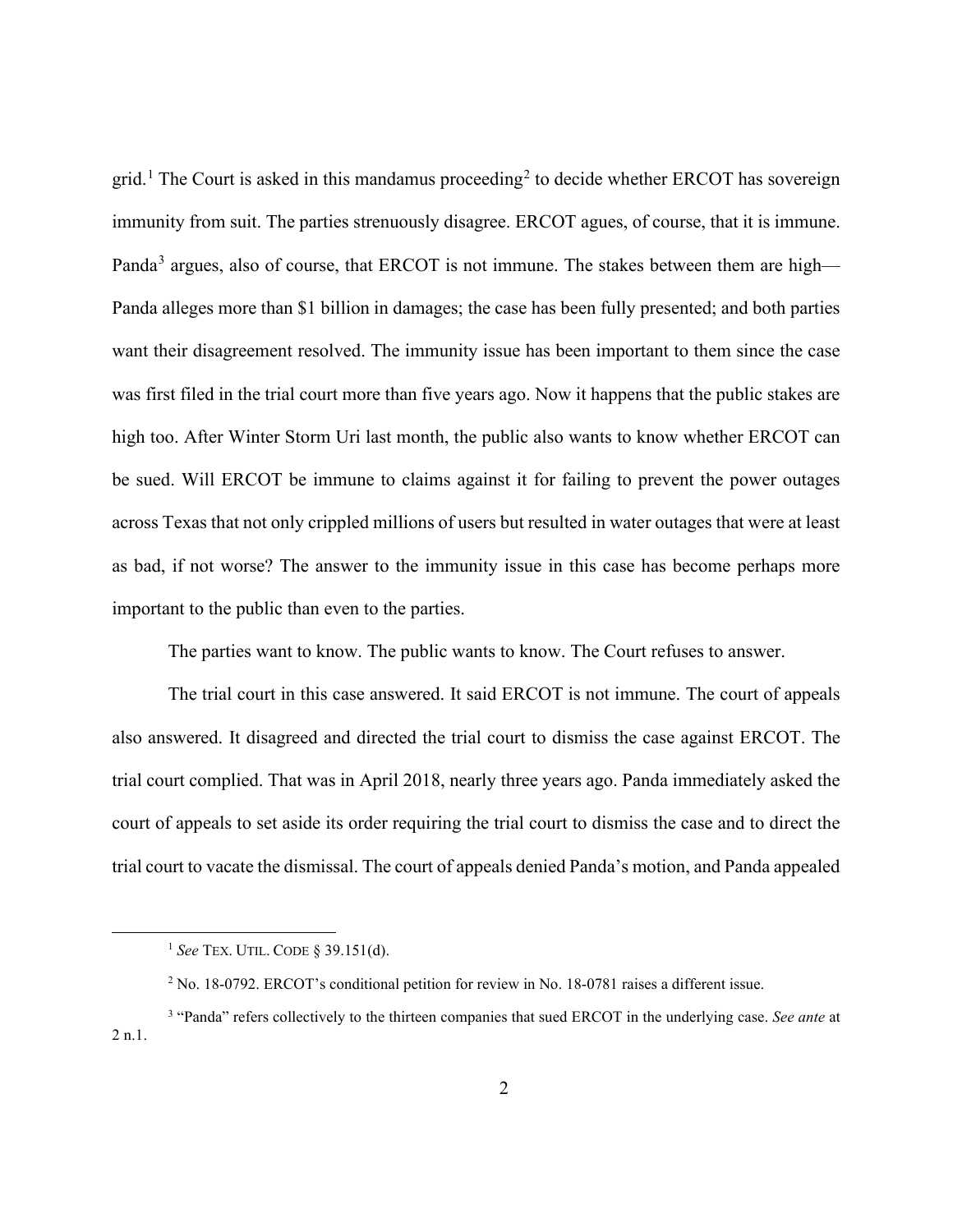grid.[1] The Court is asked in this mandamus proceeding[2] to decide whether ERCOT has sovereign immunity from suit. The parties strenuously disagree. ERCOT agues, of course, that it is immune. Panda[3] argues, also of course, that ERCOT is not immune. The stakes between them are high—Panda alleges more than $1 billion in damages; the case has been fully presented; and both parties want their disagreement resolved. The immunity issue has been important to them since the case was first filed in the trial court more than five years ago. Now it happens that the public stakes are high too. After Winter Storm Uri last month, the public also wants to know whether ERCOT can be sued. Will ERCOT be immune to claims against it for failing to prevent the power outages across Texas that not only crippled millions of users but resulted in water outages that were at least as bad, if not worse? The answer to the immunity issue in this case has become perhaps more important to the public than even to the parties.

The parties want to know. The public wants to know. The Court refuses to answer.

The trial court in this case answered. It said ERCOT is not immune. The court of appeals also answered. It disagreed and directed the trial court to dismiss the case against ERCOT. The trial court complied. That was in April 2018, nearly three years ago. Panda immediately asked the court of appeals to set aside its order requiring the trial court to dismiss the case and to direct the trial court to vacate the dismissal. The court of appeals denied Panda's motion, and Panda appealed

---

[1] *See* TEX. UTIL. CODE § 39.151(d).

[2] No. 18-0792. ERCOT's conditional petition for review in No. 18-0781 raises a different issue.

[3] "Panda" refers collectively to the thirteen companies that sued ERCOT in the underlying case. *See ante* at 2 n.1.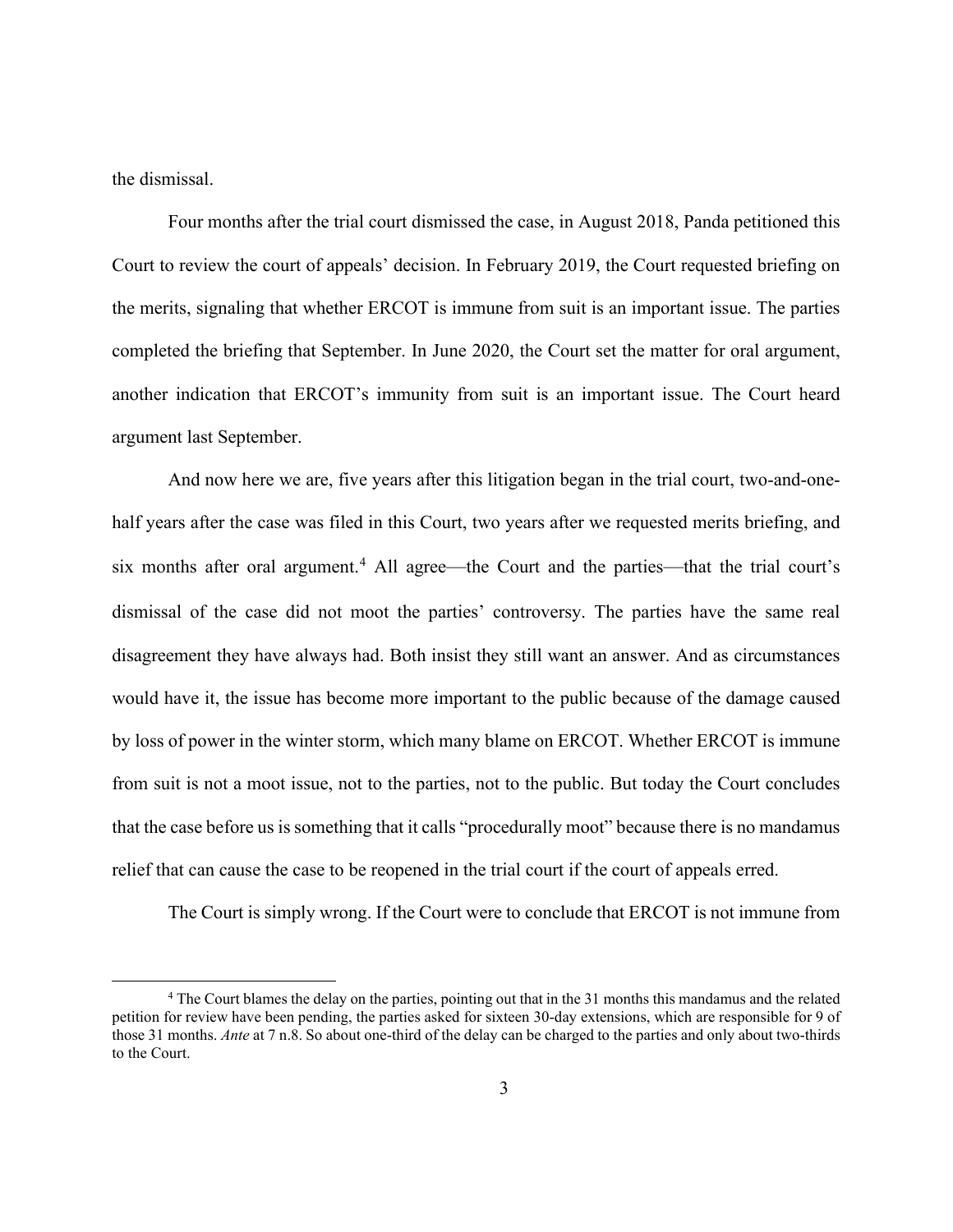the dismissal.

Four months after the trial court dismissed the case, in August 2018, Panda petitioned this Court to review the court of appeals' decision. In February 2019, the Court requested briefing on the merits, signaling that whether ERCOT is immune from suit is an important issue. The parties completed the briefing that September. In June 2020, the Court set the matter for oral argument, another indication that ERCOT's immunity from suit is an important issue. The Court heard argument last September.

And now here we are, five years after this litigation began in the trial court, two-and-one-half years after the case was filed in this Court, two years after we requested merits briefing, and six months after oral argument.[4] All agree—the Court and the parties—that the trial court's dismissal of the case did not moot the parties' controversy. The parties have the same real disagreement they have always had. Both insist they still want an answer. And as circumstances would have it, the issue has become more important to the public because of the damage caused by loss of power in the winter storm, which many blame on ERCOT. Whether ERCOT is immune from suit is not a moot issue, not to the parties, not to the public. But today the Court concludes that the case before us is something that it calls "procedurally moot" because there is no mandamus relief that can cause the case to be reopened in the trial court if the court of appeals erred.

The Court is simply wrong. If the Court were to conclude that ERCOT is not immune from

[4] The Court blames the delay on the parties, pointing out that in the 31 months this mandamus and the related petition for review have been pending, the parties asked for sixteen 30-day extensions, which are responsible for 9 of those 31 months. *Ante* at 7 n.8. So about one-third of the delay can be charged to the parties and only about two-thirds to the Court.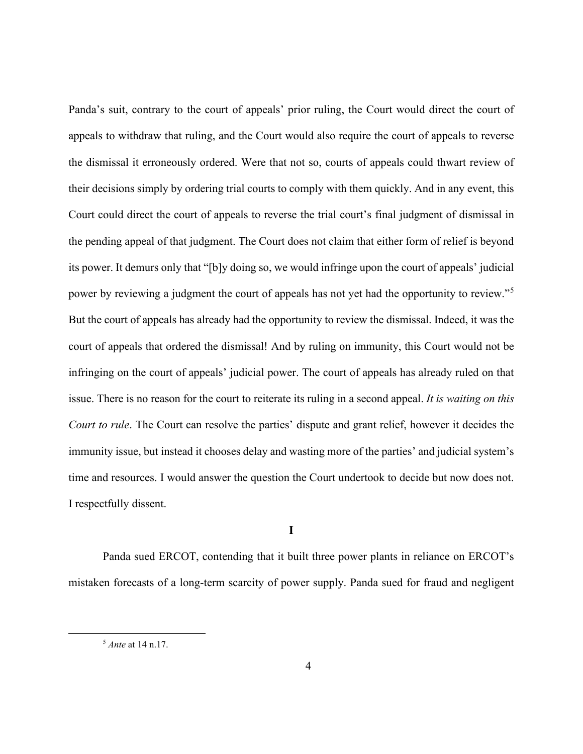Panda's suit, contrary to the court of appeals' prior ruling, the Court would direct the court of appeals to withdraw that ruling, and the Court would also require the court of appeals to reverse the dismissal it erroneously ordered. Were that not so, courts of appeals could thwart review of their decisions simply by ordering trial courts to comply with them quickly. And in any event, this Court could direct the court of appeals to reverse the trial court's final judgment of dismissal in the pending appeal of that judgment. The Court does not claim that either form of relief is beyond its power. It demurs only that "[b]y doing so, we would infringe upon the court of appeals' judicial power by reviewing a judgment the court of appeals has not yet had the opportunity to review."[5] But the court of appeals has already had the opportunity to review the dismissal. Indeed, it was the court of appeals that ordered the dismissal! And by ruling on immunity, this Court would not be infringing on the court of appeals' judicial power. The court of appeals has already ruled on that issue. There is no reason for the court to reiterate its ruling in a second appeal. *It is waiting on this Court to rule*. The Court can resolve the parties' dispute and grant relief, however it decides the immunity issue, but instead it chooses delay and wasting more of the parties' and judicial system's time and resources. I would answer the question the Court undertook to decide but now does not. I respectfully dissent.

## I

Panda sued ERCOT, contending that it built three power plants in reliance on ERCOT's mistaken forecasts of a long-term scarcity of power supply. Panda sued for fraud and negligent

[5] *Ante* at 14 n.17.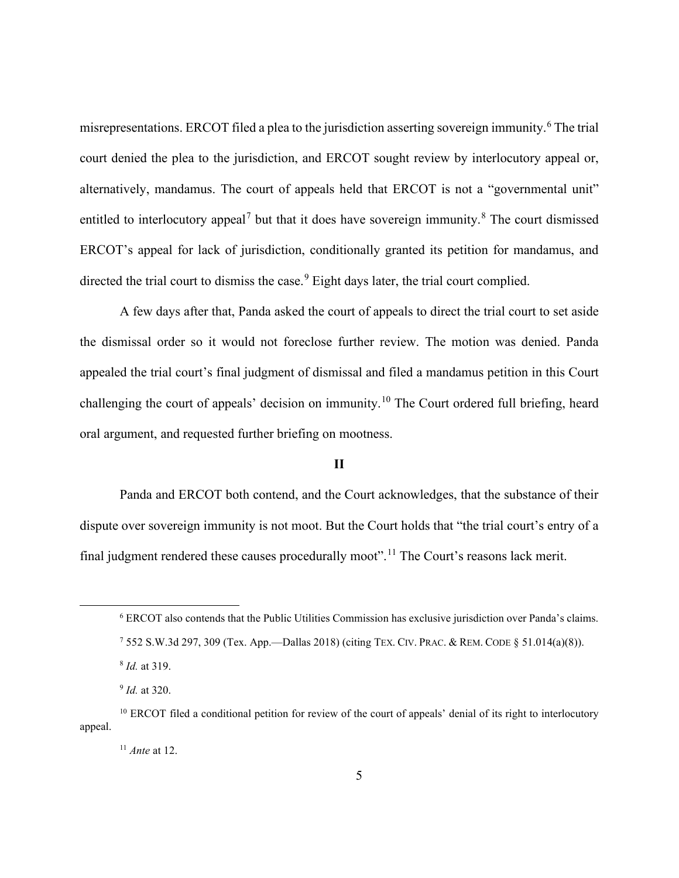misrepresentations. ERCOT filed a plea to the jurisdiction asserting sovereign immunity.[6] The trial court denied the plea to the jurisdiction, and ERCOT sought review by interlocutory appeal or, alternatively, mandamus. The court of appeals held that ERCOT is not a "governmental unit" entitled to interlocutory appeal[7] but that it does have sovereign immunity.[8] The court dismissed ERCOT's appeal for lack of jurisdiction, conditionally granted its petition for mandamus, and directed the trial court to dismiss the case.[9] Eight days later, the trial court complied.

A few days after that, Panda asked the court of appeals to direct the trial court to set aside the dismissal order so it would not foreclose further review. The motion was denied. Panda appealed the trial court's final judgment of dismissal and filed a mandamus petition in this Court challenging the court of appeals' decision on immunity.[10] The Court ordered full briefing, heard oral argument, and requested further briefing on mootness.

## II

Panda and ERCOT both contend, and the Court acknowledges, that the substance of their dispute over sovereign immunity is not moot. But the Court holds that "the trial court's entry of a final judgment rendered these causes procedurally moot".[11] The Court's reasons lack merit.

---

[6] ERCOT also contends that the Public Utilities Commission has exclusive jurisdiction over Panda's claims.

[7] 552 S.W.3d 297, 309 (Tex. App.—Dallas 2018) (citing TEX. CIV. PRAC. & REM. CODE § 51.014(a)(8)).

[8] *Id.* at 319.

[9] *Id.* at 320.

[10] ERCOT filed a conditional petition for review of the court of appeals' denial of its right to interlocutory appeal.

[11] *Ante* at 12.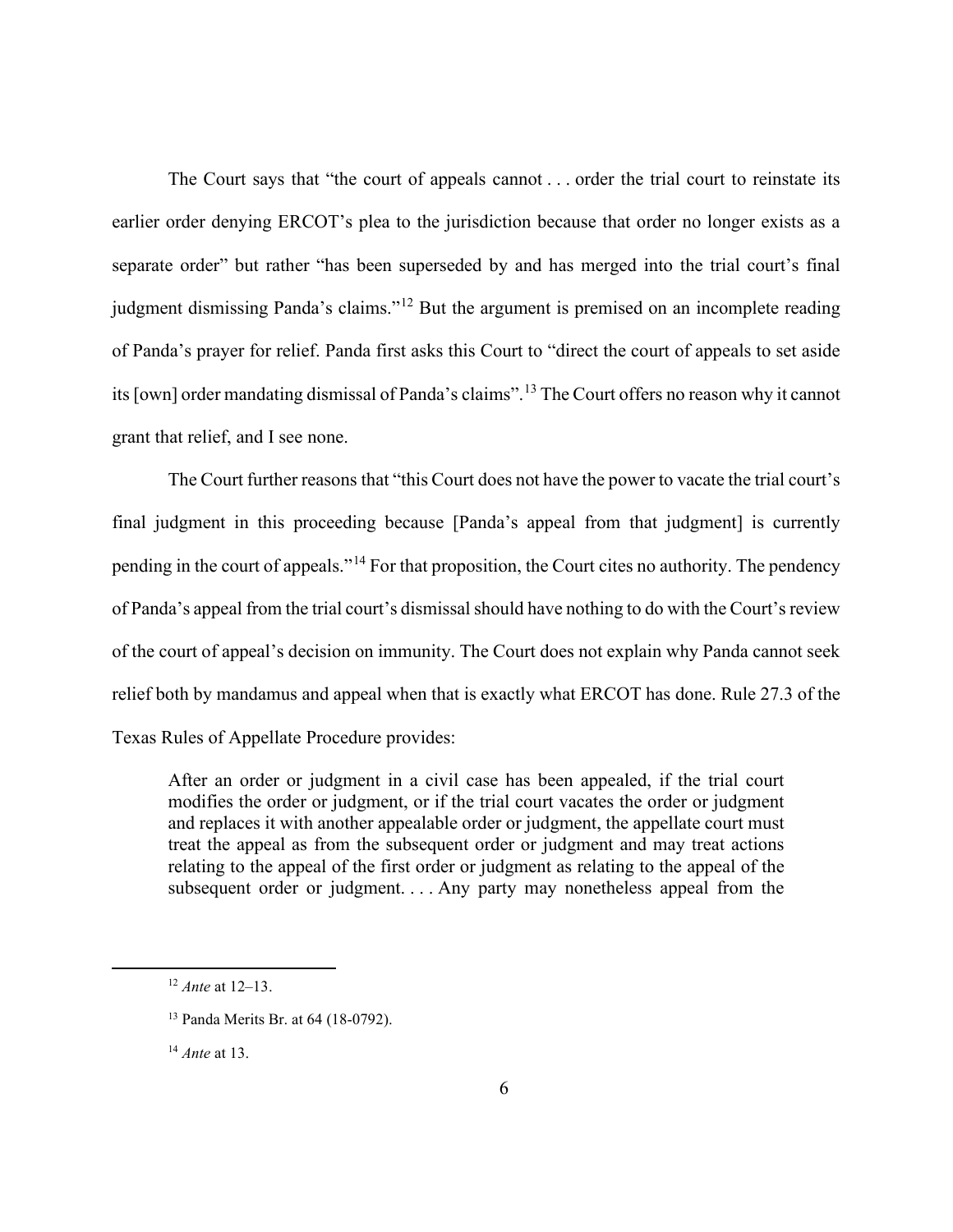The Court says that "the court of appeals cannot . . . order the trial court to reinstate its earlier order denying ERCOT's plea to the jurisdiction because that order no longer exists as a separate order" but rather "has been superseded by and has merged into the trial court's final judgment dismissing Panda's claims."[12] But the argument is premised on an incomplete reading of Panda's prayer for relief. Panda first asks this Court to "direct the court of appeals to set aside its [own] order mandating dismissal of Panda's claims".[13] The Court offers no reason why it cannot grant that relief, and I see none.

The Court further reasons that "this Court does not have the power to vacate the trial court's final judgment in this proceeding because [Panda's appeal from that judgment] is currently pending in the court of appeals."[14] For that proposition, the Court cites no authority. The pendency of Panda's appeal from the trial court's dismissal should have nothing to do with the Court's review of the court of appeal's decision on immunity. The Court does not explain why Panda cannot seek relief both by mandamus and appeal when that is exactly what ERCOT has done. Rule 27.3 of the Texas Rules of Appellate Procedure provides:

> After an order or judgment in a civil case has been appealed, if the trial court modifies the order or judgment, or if the trial court vacates the order or judgment and replaces it with another appealable order or judgment, the appellate court must treat the appeal as from the subsequent order or judgment and may treat actions relating to the appeal of the first order or judgment as relating to the appeal of the subsequent order or judgment. . . . Any party may nonetheless appeal from the

---

[12] *Ante* at 12–13.

[13] Panda Merits Br. at 64 (18-0792).

[14] *Ante* at 13.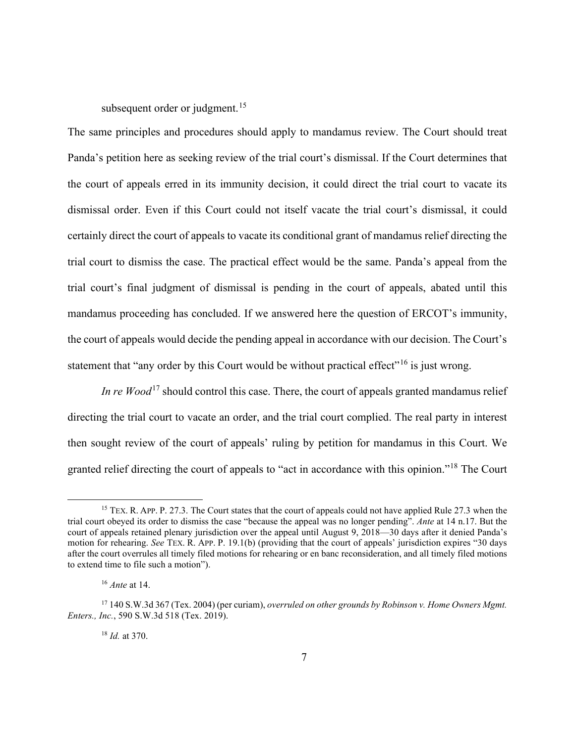subsequent order or judgment.[15]

The same principles and procedures should apply to mandamus review. The Court should treat Panda's petition here as seeking review of the trial court's dismissal. If the Court determines that the court of appeals erred in its immunity decision, it could direct the trial court to vacate its dismissal order. Even if this Court could not itself vacate the trial court's dismissal, it could certainly direct the court of appeals to vacate its conditional grant of mandamus relief directing the trial court to dismiss the case. The practical effect would be the same. Panda's appeal from the trial court's final judgment of dismissal is pending in the court of appeals, abated until this mandamus proceeding has concluded. If we answered here the question of ERCOT's immunity, the court of appeals would decide the pending appeal in accordance with our decision. The Court's statement that "any order by this Court would be without practical effect"[16] is just wrong.

*In re Wood*[17] should control this case. There, the court of appeals granted mandamus relief directing the trial court to vacate an order, and the trial court complied. The real party in interest then sought review of the court of appeals' ruling by petition for mandamus in this Court. We granted relief directing the court of appeals to "act in accordance with this opinion."[18] The Court

---

[15] TEX. R. APP. P. 27.3. The Court states that the court of appeals could not have applied Rule 27.3 when the trial court obeyed its order to dismiss the case "because the appeal was no longer pending". *Ante* at 14 n.17. But the court of appeals retained plenary jurisdiction over the appeal until August 9, 2018—30 days after it denied Panda's motion for rehearing. *See* TEX. R. APP. P. 19.1(b) (providing that the court of appeals' jurisdiction expires "30 days after the court overrules all timely filed motions for rehearing or en banc reconsideration, and all timely filed motions to extend time to file such a motion").

[16] *Ante* at 14.

[17] 140 S.W.3d 367 (Tex. 2004) (per curiam), *overruled on other grounds by Robinson v. Home Owners Mgmt. Enters., Inc.*, 590 S.W.3d 518 (Tex. 2019).

[18] *Id.* at 370.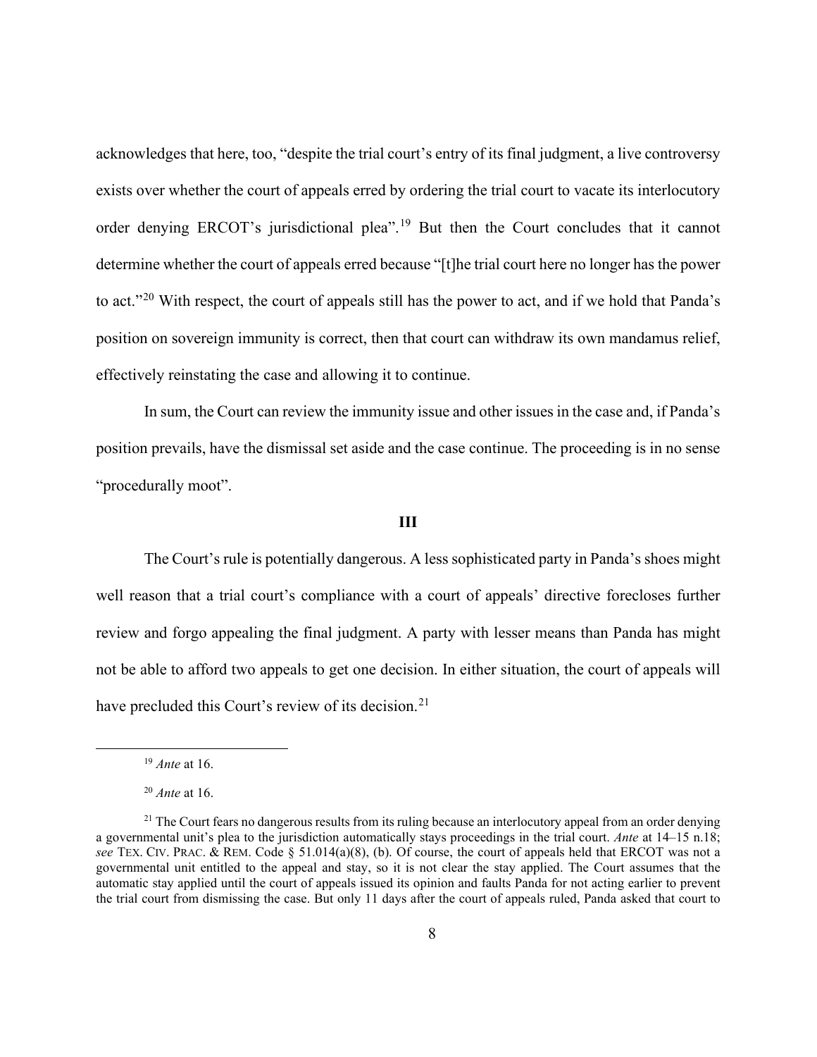acknowledges that here, too, "despite the trial court's entry of its final judgment, a live controversy exists over whether the court of appeals erred by ordering the trial court to vacate its interlocutory order denying ERCOT's jurisdictional plea".[19] But then the Court concludes that it cannot determine whether the court of appeals erred because "[t]he trial court here no longer has the power to act."[20] With respect, the court of appeals still has the power to act, and if we hold that Panda's position on sovereign immunity is correct, then that court can withdraw its own mandamus relief, effectively reinstating the case and allowing it to continue.

In sum, the Court can review the immunity issue and other issues in the case and, if Panda's position prevails, have the dismissal set aside and the case continue. The proceeding is in no sense "procedurally moot".

**III**

The Court's rule is potentially dangerous. A less sophisticated party in Panda's shoes might well reason that a trial court's compliance with a court of appeals' directive forecloses further review and forgo appealing the final judgment. A party with lesser means than Panda has might not be able to afford two appeals to get one decision. In either situation, the court of appeals will have precluded this Court's review of its decision.[21]

---

[19] *Ante* at 16.

[20] *Ante* at 16.

[21] The Court fears no dangerous results from its ruling because an interlocutory appeal from an order denying a governmental unit's plea to the jurisdiction automatically stays proceedings in the trial court. *Ante* at 14–15 n.18; *see* TEX. CIV. PRAC. & REM. Code § 51.014(a)(8), (b). Of course, the court of appeals held that ERCOT was not a governmental unit entitled to the appeal and stay, so it is not clear the stay applied. The Court assumes that the automatic stay applied until the court of appeals issued its opinion and faults Panda for not acting earlier to prevent the trial court from dismissing the case. But only 11 days after the court of appeals ruled, Panda asked that court to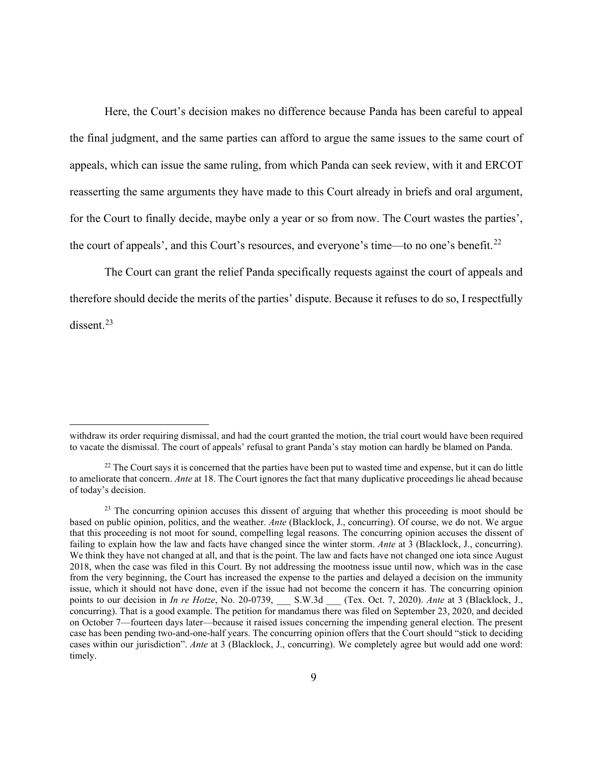Here, the Court's decision makes no difference because Panda has been careful to appeal the final judgment, and the same parties can afford to argue the same issues to the same court of appeals, which can issue the same ruling, from which Panda can seek review, with it and ERCOT reasserting the same arguments they have made to this Court already in briefs and oral argument, for the Court to finally decide, maybe only a year or so from now. The Court wastes the parties', the court of appeals', and this Court's resources, and everyone's time—to no one's benefit.[22]

The Court can grant the relief Panda specifically requests against the court of appeals and therefore should decide the merits of the parties' dispute. Because it refuses to do so, I respectfully dissent.[23]

---

withdraw its order requiring dismissal, and had the court granted the motion, the trial court would have been required to vacate the dismissal. The court of appeals' refusal to grant Panda's stay motion can hardly be blamed on Panda.

[22] The Court says it is concerned that the parties have been put to wasted time and expense, but it can do little to ameliorate that concern. *Ante* at 18. The Court ignores the fact that many duplicative proceedings lie ahead because of today's decision.

[23] The concurring opinion accuses this dissent of arguing that whether this proceeding is moot should be based on public opinion, politics, and the weather. *Ante* (Blacklock, J., concurring). Of course, we do not. We argue that this proceeding is not moot for sound, compelling legal reasons. The concurring opinion accuses the dissent of failing to explain how the law and facts have changed since the winter storm. *Ante* at 3 (Blacklock, J., concurring). We think they have not changed at all, and that is the point. The law and facts have not changed one iota since August 2018, when the case was filed in this Court. By not addressing the mootness issue until now, which was in the case from the very beginning, the Court has increased the expense to the parties and delayed a decision on the immunity issue, which it should not have done, even if the issue had not become the concern it has. The concurring opinion points to our decision in *In re Hotze*, No. 20-0739, ___ S.W.3d ___ (Tex. Oct. 7, 2020). *Ante* at 3 (Blacklock, J., concurring). That is a good example. The petition for mandamus there was filed on September 23, 2020, and decided on October 7—fourteen days later—because it raised issues concerning the impending general election. The present case has been pending two-and-one-half years. The concurring opinion offers that the Court should "stick to deciding cases within our jurisdiction". *Ante* at 3 (Blacklock, J., concurring). We completely agree but would add one word: timely.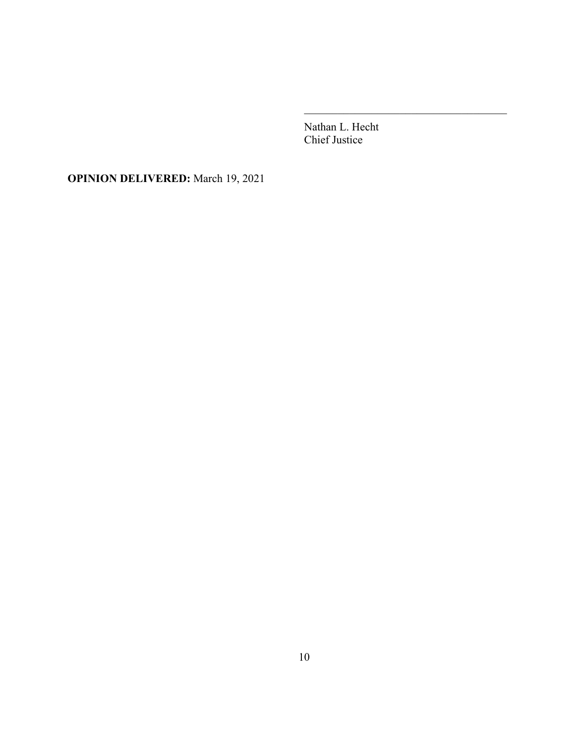\_\_\_\_\_\_\_\_\_\_\_\_\_\_\_\_\_\_\_\_\_\_\_\_\_\_\_\_\_\_\_\_\_\_\_\_\_\_

Nathan L. Hecht
Chief Justice

**OPINION DELIVERED:** March 19, 2021